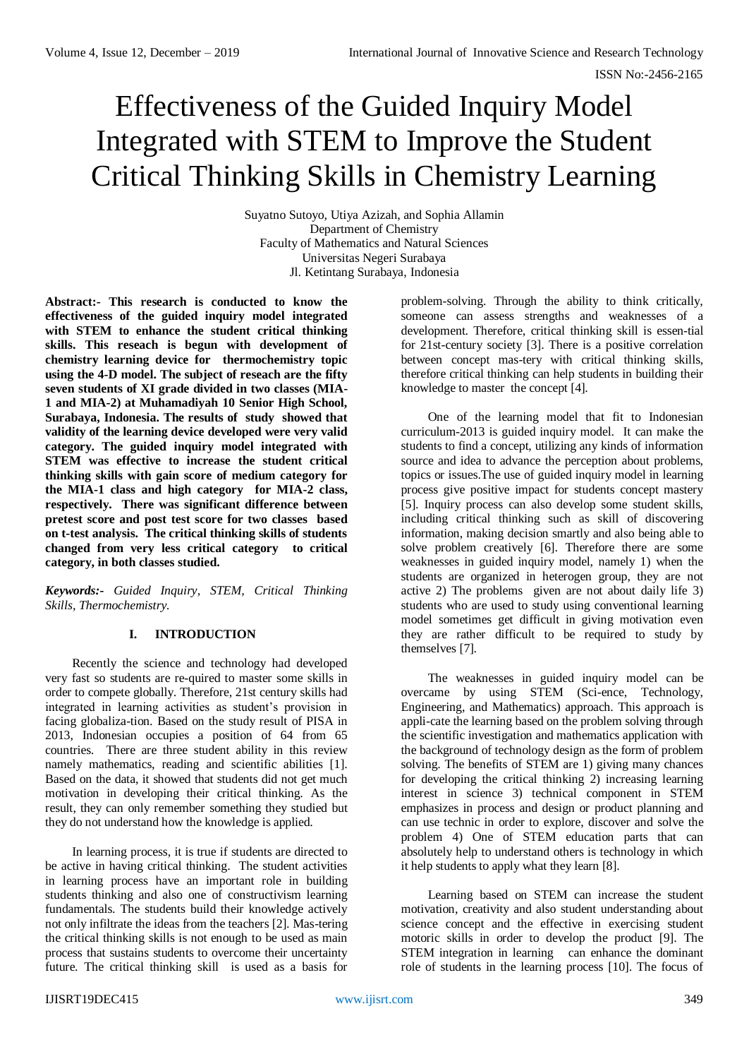# Effectiveness of the Guided Inquiry Model Integrated with STEM to Improve the Student Critical Thinking Skills in Chemistry Learning

Suyatno Sutoyo, Utiya Azizah, and Sophia Allamin
Department of Chemistry
Faculty of Mathematics and Natural Sciences
Universitas Negeri Surabaya
Jl. Ketintang Surabaya, Indonesia

**Abstract:- This research is conducted to know the effectiveness of the guided inquiry model integrated with STEM to enhance the student critical thinking skills. This reseach is begun with development of chemistry learning device for thermochemistry topic using the 4-D model. The subject of reseach are the fifty seven students of XI grade divided in two classes (MIA-1 and MIA-2) at Muhamadiyah 10 Senior High School, Surabaya, Indonesia. The results of study showed that validity of the learning device developed were very valid category. The guided inquiry model integrated with STEM was effective to increase the student critical thinking skills with gain score of medium category for the MIA-1 class and high category for MIA-2 class, respectively. There was significant difference between pretest score and post test score for two classes based on t-test analysis. The critical thinking skills of students changed from very less critical category to critical category, in both classes studied.**

***Keywords:-*** *Guided Inquiry, STEM, Critical Thinking Skills, Thermochemistry.*

## I. INTRODUCTION

Recently the science and technology had developed very fast so students are re-quired to master some skills in order to compete globally. Therefore, 21st century skills had integrated in learning activities as student's provision in facing globaliza-tion. Based on the study result of PISA in 2013, Indonesian occupies a position of 64 from 65 countries. There are three student ability in this review namely mathematics, reading and scientific abilities [1]. Based on the data, it showed that students did not get much motivation in developing their critical thinking. As the result, they can only remember something they studied but they do not understand how the knowledge is applied.

In learning process, it is true if students are directed to be active in having critical thinking. The student activities in learning process have an important role in building students thinking and also one of constructivism learning fundamentals. The students build their knowledge actively not only infiltrate the ideas from the teachers [2]. Mas-tering the critical thinking skills is not enough to be used as main process that sustains students to overcome their uncertainty future. The critical thinking skill is used as a basis for problem-solving. Through the ability to think critically, someone can assess strengths and weaknesses of a development. Therefore, critical thinking skill is essen-tial for 21st-century society [3]. There is a positive correlation between concept mas-tery with critical thinking skills, therefore critical thinking can help students in building their knowledge to master the concept [4].

One of the learning model that fit to Indonesian curriculum-2013 is guided inquiry model. It can make the students to find a concept, utilizing any kinds of information source and idea to advance the perception about problems, topics or issues.The use of guided inquiry model in learning process give positive impact for students concept mastery [5]. Inquiry process can also develop some student skills, including critical thinking such as skill of discovering information, making decision smartly and also being able to solve problem creatively [6]. Therefore there are some weaknesses in guided inquiry model, namely 1) when the students are organized in heterogen group, they are not active 2) The problems given are not about daily life 3) students who are used to study using conventional learning model sometimes get difficult in giving motivation even they are rather difficult to be required to study by themselves [7].

The weaknesses in guided inquiry model can be overcame by using STEM (Sci-ence, Technology, Engineering, and Mathematics) approach. This approach is appli-cate the learning based on the problem solving through the scientific investigation and mathematics application with the background of technology design as the form of problem solving. The benefits of STEM are 1) giving many chances for developing the critical thinking 2) increasing learning interest in science 3) technical component in STEM emphasizes in process and design or product planning and can use technic in order to explore, discover and solve the problem 4) One of STEM education parts that can absolutely help to understand others is technology in which it help students to apply what they learn [8].

Learning based on STEM can increase the student motivation, creativity and also student understanding about science concept and the effective in exercising student motoric skills in order to develop the product [9]. The STEM integration in learning can enhance the dominant role of students in the learning process [10]. The focus of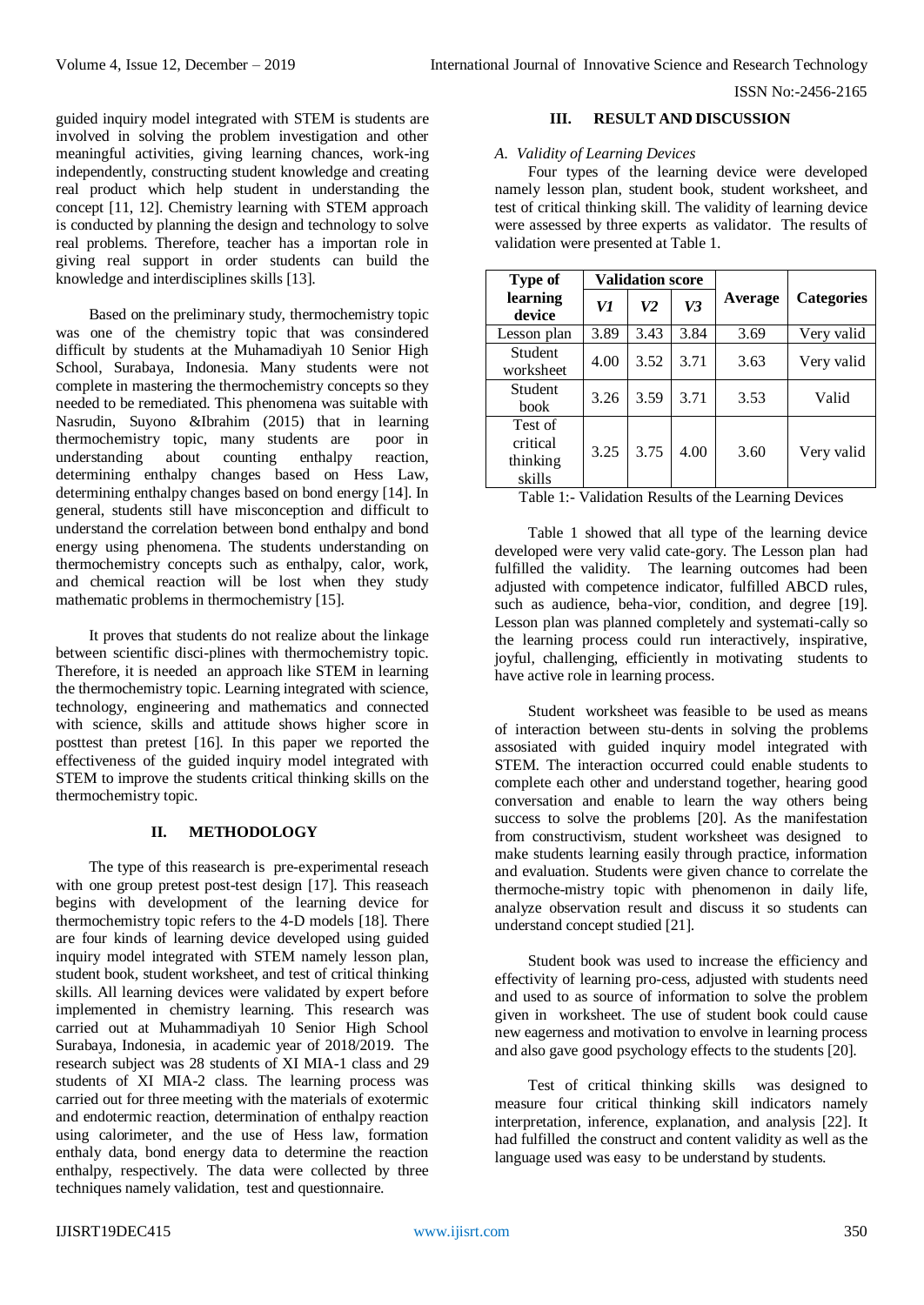guided inquiry model integrated with STEM is students are involved in solving the problem investigation and other meaningful activities, giving learning chances, work-ing independently, constructing student knowledge and creating real product which help student in understanding the concept [11, 12]. Chemistry learning with STEM approach is conducted by planning the design and technology to solve real problems. Therefore, teacher has a importan role in giving real support in order students can build the knowledge and interdisciplines skills [13].

Based on the preliminary study, thermochemistry topic was one of the chemistry topic that was consindered difficult by students at the Muhamadiyah 10 Senior High School, Surabaya, Indonesia. Many students were not complete in mastering the thermochemistry concepts so they needed to be remediated. This phenomena was suitable with Nasrudin, Suyono &Ibrahim (2015) that in learning thermochemistry topic, many students are poor in understanding about counting enthalpy reaction, determining enthalpy changes based on Hess Law, determining enthalpy changes based on bond energy [14]. In general, students still have misconception and difficult to understand the correlation between bond enthalpy and bond energy using phenomena. The students understanding on thermochemistry concepts such as enthalpy, calor, work, and chemical reaction will be lost when they study mathematic problems in thermochemistry [15].

It proves that students do not realize about the linkage between scientific disci-plines with thermochemistry topic. Therefore, it is needed an approach like STEM in learning the thermochemistry topic. Learning integrated with science, technology, engineering and mathematics and connected with science, skills and attitude shows higher score in posttest than pretest [16]. In this paper we reported the effectiveness of the guided inquiry model integrated with STEM to improve the students critical thinking skills on the thermochemistry topic.

## II. METHODOLOGY

The type of this reasearch is pre-experimental reseach with one group pretest post-test design [17]. This reaseach begins with development of the learning device for thermochemistry topic refers to the 4-D models [18]. There are four kinds of learning device developed using guided inquiry model integrated with STEM namely lesson plan, student book, student worksheet, and test of critical thinking skills. All learning devices were validated by expert before implemented in chemistry learning. This research was carried out at Muhammadiyah 10 Senior High School Surabaya, Indonesia, in academic year of 2018/2019. The research subject was 28 students of XI MIA-1 class and 29 students of XI MIA-2 class. The learning process was carried out for three meeting with the materials of exotermic and endotermic reaction, determination of enthalpy reaction using calorimeter, and the use of Hess law, formation enthaly data, bond energy data to determine the reaction enthalpy, respectively. The data were collected by three techniques namely validation, test and questionnaire.

## III. RESULT AND DISCUSSION

### *A. Validity of Learning Devices*

Four types of the learning device were developed namely lesson plan, student book, student worksheet, and test of critical thinking skill. The validity of learning device were assessed by three experts as validator. The results of validation were presented at Table 1.

| Type of learning device | Validation score | | | Average | Categories |
|---|---|---|---|---|---|
| | *V1* | *V2* | *V3* | | |
| Lesson plan | 3.89 | 3.43 | 3.84 | 3.69 | Very valid |
| Student worksheet | 4.00 | 3.52 | 3.71 | 3.63 | Very valid |
| Student book | 3.26 | 3.59 | 3.71 | 3.53 | Valid |
| Test of critical thinking skills | 3.25 | 3.75 | 4.00 | 3.60 | Very valid |

Table 1:- Validation Results of the Learning Devices

Table 1 showed that all type of the learning device developed were very valid cate-gory. The Lesson plan had fulfilled the validity. The learning outcomes had been adjusted with competence indicator, fulfilled ABCD rules, such as audience, beha-vior, condition, and degree [19]. Lesson plan was planned completely and systemati-cally so the learning process could run interactively, inspirative, joyful, challenging, efficiently in motivating students to have active role in learning process.

Student worksheet was feasible to be used as means of interaction between stu-dents in solving the problems assosiated with guided inquiry model integrated with STEM. The interaction occurred could enable students to complete each other and understand together, hearing good conversation and enable to learn the way others being success to solve the problems [20]. As the manifestation from constructivism, student worksheet was designed to make students learning easily through practice, information and evaluation. Students were given chance to correlate the thermoche-mistry topic with phenomenon in daily life, analyze observation result and discuss it so students can understand concept studied [21].

Student book was used to increase the efficiency and effectivity of learning pro-cess, adjusted with students need and used to as source of information to solve the problem given in worksheet. The use of student book could cause new eagerness and motivation to envolve in learning process and also gave good psychology effects to the students [20].

Test of critical thinking skills was designed to measure four critical thinking skill indicators namely interpretation, inference, explanation, and analysis [22]. It had fulfilled the construct and content validity as well as the language used was easy to be understand by students.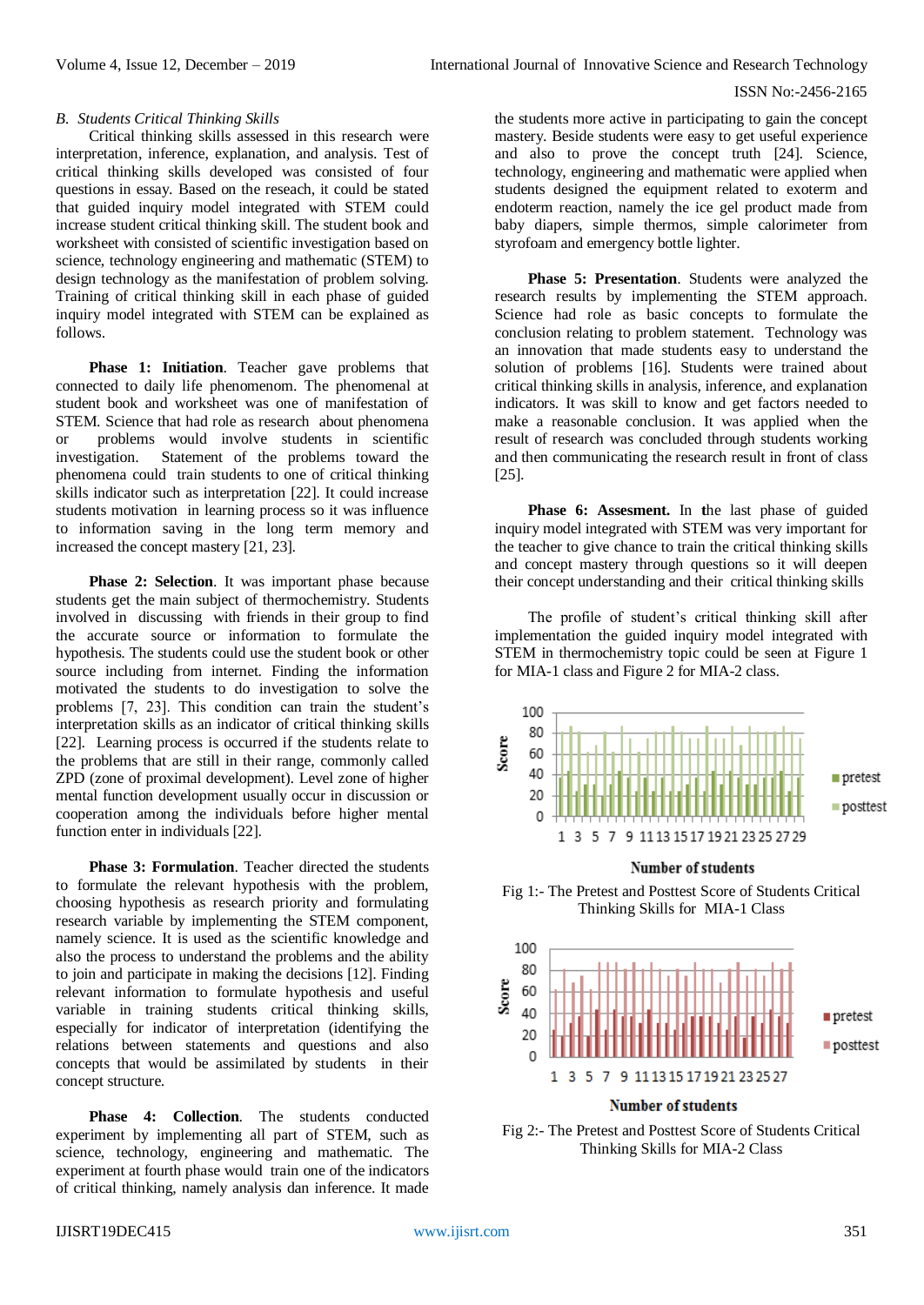### B. *Students Critical Thinking Skills*

Critical thinking skills assessed in this research were interpretation, inference, explanation, and analysis. Test of critical thinking skills developed was consisted of four questions in essay. Based on the reseach, it could be stated that guided inquiry model integrated with STEM could increase student critical thinking skill. The student book and worksheet with consisted of scientific investigation based on science, technology engineering and mathematic (STEM) to design technology as the manifestation of problem solving. Training of critical thinking skill in each phase of guided inquiry model integrated with STEM can be explained as follows.

**Phase 1: Initiation**. Teacher gave problems that connected to daily life phenomenom. The phenomenal at student book and worksheet was one of manifestation of STEM. Science that had role as research about phenomena or problems would involve students in scientific investigation. Statement of the problems toward the phenomena could train students to one of critical thinking skills indicator such as interpretation [22]. It could increase students motivation in learning process so it was influence to information saving in the long term memory and increased the concept mastery [21, 23].

**Phase 2: Selection**. It was important phase because students get the main subject of thermochemistry. Students involved in discussing with friends in their group to find the accurate source or information to formulate the hypothesis. The students could use the student book or other source including from internet. Finding the information motivated the students to do investigation to solve the problems [7, 23]. This condition can train the student's interpretation skills as an indicator of critical thinking skills [22]. Learning process is occurred if the students relate to the problems that are still in their range, commonly called ZPD (zone of proximal development). Level zone of higher mental function development usually occur in discussion or cooperation among the individuals before higher mental function enter in individuals [22].

**Phase 3: Formulation**. Teacher directed the students to formulate the relevant hypothesis with the problem, choosing hypothesis as research priority and formulating research variable by implementing the STEM component, namely science. It is used as the scientific knowledge and also the process to understand the problems and the ability to join and participate in making the decisions [12]. Finding relevant information to formulate hypothesis and useful variable in training students critical thinking skills, especially for indicator of interpretation (identifying the relations between statements and questions and also concepts that would be assimilated by students in their concept structure.

**Phase 4: Collection**. The students conducted experiment by implementing all part of STEM, such as science, technology, engineering and mathematic. The experiment at fourth phase would train one of the indicators of critical thinking, namely analysis dan inference. It made the students more active in participating to gain the concept mastery. Beside students were easy to get useful experience and also to prove the concept truth [24]. Science, technology, engineering and mathematic were applied when students designed the equipment related to exoterm and endoterm reaction, namely the ice gel product made from baby diapers, simple thermos, simple calorimeter from styrofoam and emergency bottle lighter.

**Phase 5: Presentation**. Students were analyzed the research results by implementing the STEM approach. Science had role as basic concepts to formulate the conclusion relating to problem statement. Technology was an innovation that made students easy to understand the solution of problems [16]. Students were trained about critical thinking skills in analysis, inference, and explanation indicators. It was skill to know and get factors needed to make a reasonable conclusion. It was applied when the result of research was concluded through students working and then communicating the research result in front of class [25].

**Phase 6: Assesment.** In the last phase of guided inquiry model integrated with STEM was very important for the teacher to give chance to train the critical thinking skills and concept mastery through questions so it will deepen their concept understanding and their critical thinking skills

The profile of student's critical thinking skill after implementation the guided inquiry model integrated with STEM in thermochemistry topic could be seen at Figure 1 for MIA-1 class and Figure 2 for MIA-2 class.

Fig 1:- The Pretest and Posttest Score of Students Critical Thinking Skills for MIA-1 Class

Fig 2:- The Pretest and Posttest Score of Students Critical Thinking Skills for MIA-2 Class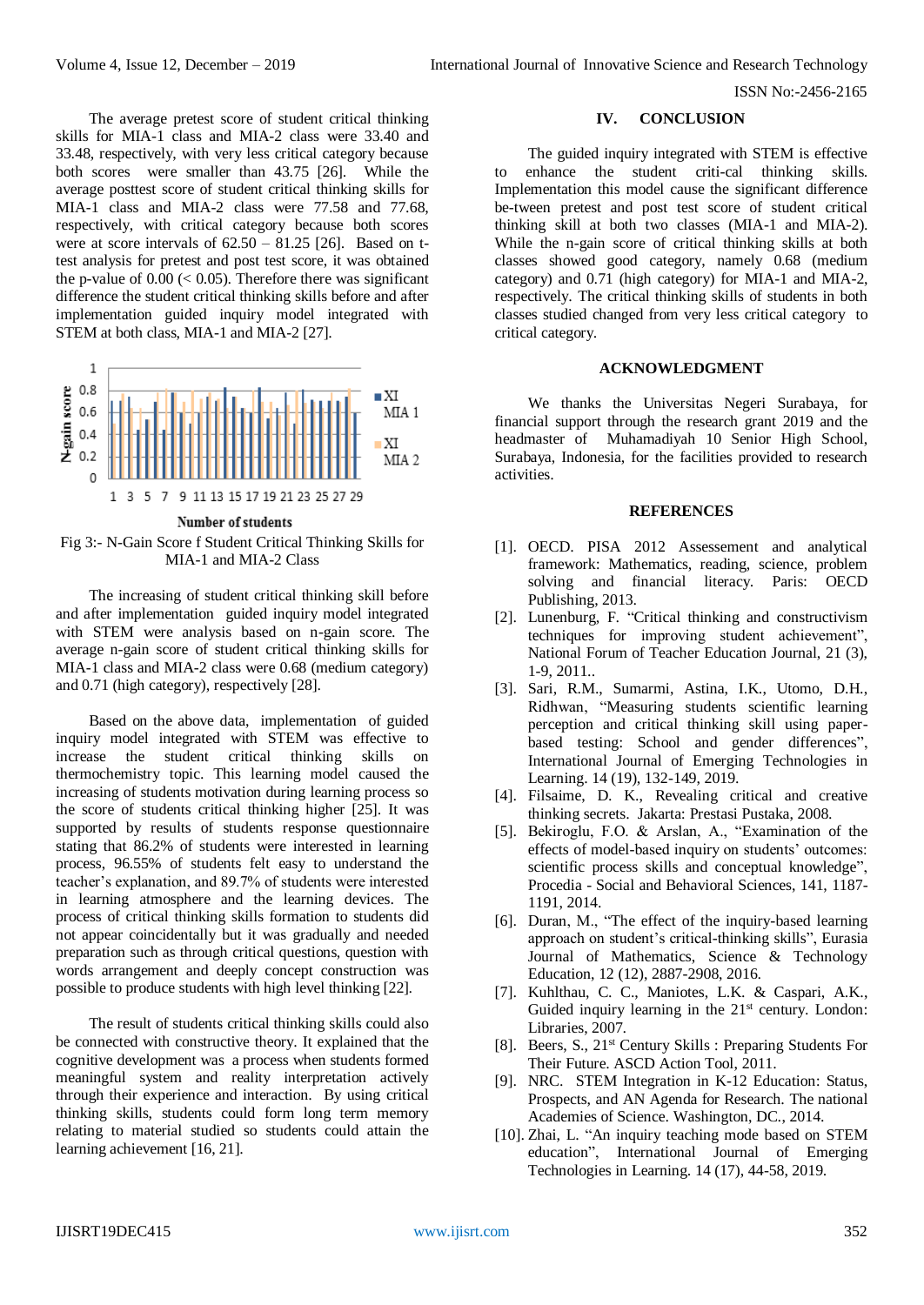The average pretest score of student critical thinking skills for MIA-1 class and MIA-2 class were 33.40 and 33.48, respectively, with very less critical category because both scores were smaller than 43.75 [26]. While the average posttest score of student critical thinking skills for MIA-1 class and MIA-2 class were 77.58 and 77.68, respectively, with critical category because both scores were at score intervals of 62.50 – 81.25 [26]. Based on t-test analysis for pretest and post test score, it was obtained the p-value of 0.00 (< 0.05). Therefore there was significant difference the student critical thinking skills before and after implementation guided inquiry model integrated with STEM at both class, MIA-1 and MIA-2 [27].

Fig 3:- N-Gain Score f Student Critical Thinking Skills for MIA-1 and MIA-2 Class

The increasing of student critical thinking skill before and after implementation guided inquiry model integrated with STEM were analysis based on n-gain score. The average n-gain score of student critical thinking skills for MIA-1 class and MIA-2 class were 0.68 (medium category) and 0.71 (high category), respectively [28].

Based on the above data, implementation of guided inquiry model integrated with STEM was effective to increase the student critical thinking skills on thermochemistry topic. This learning model caused the increasing of students motivation during learning process so the score of students critical thinking higher [25]. It was supported by results of students response questionnaire stating that 86.2% of students were interested in learning process, 96.55% of students felt easy to understand the teacher's explanation, and 89.7% of students were interested in learning atmosphere and the learning devices. The process of critical thinking skills formation to students did not appear coincidentally but it was gradually and needed preparation such as through critical questions, question with words arrangement and deeply concept construction was possible to produce students with high level thinking [22].

The result of students critical thinking skills could also be connected with constructive theory. It explained that the cognitive development was a process when students formed meaningful system and reality interpretation actively through their experience and interaction. By using critical thinking skills, students could form long term memory relating to material studied so students could attain the learning achievement [16, 21].

## IV. CONCLUSION

The guided inquiry integrated with STEM is effective to enhance the student criti-cal thinking skills. Implementation this model cause the significant difference be-tween pretest and post test score of student critical thinking skill at both two classes (MIA-1 and MIA-2). While the n-gain score of critical thinking skills at both classes showed good category, namely 0.68 (medium category) and 0.71 (high category) for MIA-1 and MIA-2, respectively. The critical thinking skills of students in both classes studied changed from very less critical category to critical category.

## ACKNOWLEDGMENT

We thanks the Universitas Negeri Surabaya, for financial support through the research grant 2019 and the headmaster of Muhamadiyah 10 Senior High School, Surabaya, Indonesia, for the facilities provided to research activities.

## REFERENCES

[1]. OECD. PISA 2012 Assessement and analytical framework: Mathematics, reading, science, problem solving and financial literacy. Paris: OECD Publishing, 2013.

[2]. Lunenburg, F. "Critical thinking and constructivism techniques for improving student achievement", National Forum of Teacher Education Journal, 21 (3), 1-9, 2011..

[3]. Sari, R.M., Sumarmi, Astina, I.K., Utomo, D.H., Ridhwan, "Measuring students scientific learning perception and critical thinking skill using paper-based testing: School and gender differences", International Journal of Emerging Technologies in Learning. 14 (19), 132-149, 2019.

[4]. Filsaime, D. K., Revealing critical and creative thinking secrets. Jakarta: Prestasi Pustaka, 2008.

[5]. Bekiroglu, F.O. & Arslan, A., "Examination of the effects of model-based inquiry on students' outcomes: scientific process skills and conceptual knowledge", Procedia - Social and Behavioral Sciences, 141, 1187-1191, 2014.

[6]. Duran, M., "The effect of the inquiry-based learning approach on student's critical-thinking skills", Eurasia Journal of Mathematics, Science & Technology Education, 12 (12), 2887-2908, 2016.

[7]. Kuhlthau, C. C., Maniotes, L.K. & Caspari, A.K., Guided inquiry learning in the 21st century. London: Libraries, 2007.

[8]. Beers, S., 21st Century Skills : Preparing Students For Their Future. ASCD Action Tool, 2011.

[9]. NRC. STEM Integration in K-12 Education: Status, Prospects, and AN Agenda for Research. The national Academies of Science. Washington, DC., 2014.

[10]. Zhai, L. "An inquiry teaching mode based on STEM education", International Journal of Emerging Technologies in Learning. 14 (17), 44-58, 2019.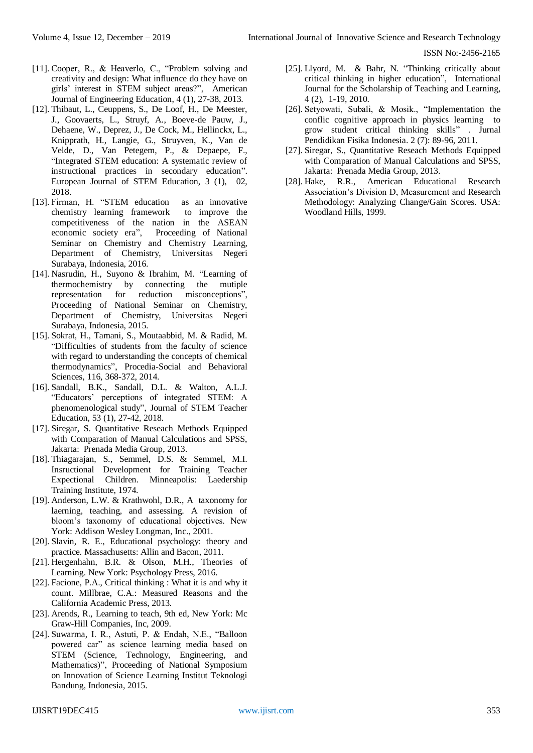[11]. Cooper, R., & Heaverlo, C., "Problem solving and creativity and design: What influence do they have on girls' interest in STEM subject areas?", American Journal of Engineering Education, 4 (1), 27-38, 2013.

[12]. Thibaut, L., Ceuppens, S., De Loof, H., De Meester, J., Goovaerts, L., Struyf, A., Boeve-de Pauw, J., Dehaene, W., Deprez, J., De Cock, M., Hellinckx, L., Knipprath, H., Langie, G., Struyven, K., Van de Velde, D., Van Petegem, P., & Depaepe, F., "Integrated STEM education: A systematic review of instructional practices in secondary education". European Journal of STEM Education, 3 (1), 02, 2018.

[13]. Firman, H. "STEM education as an innovative chemistry learning framework to improve the competitiveness of the nation in the ASEAN economic society era", Proceeding of National Seminar on Chemistry and Chemistry Learning, Department of Chemistry, Universitas Negeri Surabaya, Indonesia, 2016.

[14]. Nasrudin, H., Suyono & Ibrahim, M. "Learning of thermochemistry by connecting the mutiple representation for reduction misconceptions", Proceeding of National Seminar on Chemistry, Department of Chemistry, Universitas Negeri Surabaya, Indonesia, 2015.

[15]. Sokrat, H., Tamani, S., Moutaabbid, M. & Radid, M. "Difficulties of students from the faculty of science with regard to understanding the concepts of chemical thermodynamics", Procedia-Social and Behavioral Sciences, 116, 368-372, 2014.

[16]. Sandall, B.K., Sandall, D.L. & Walton, A.L.J. "Educators' perceptions of integrated STEM: A phenomenological study", Journal of STEM Teacher Education, 53 (1), 27-42, 2018.

[17]. Siregar, S. Quantitative Reseach Methods Equipped with Comparation of Manual Calculations and SPSS, Jakarta: Prenada Media Group, 2013.

[18]. Thiagarajan, S., Semmel, D.S. & Semmel, M.I. Insructional Development for Training Teacher Expectional Children. Minneapolis: Laedership Training Institute, 1974.

[19]. Anderson, L.W. & Krathwohl, D.R., A taxonomy for laerning, teaching, and assessing. A revision of bloom's taxonomy of educational objectives. New York: Addison Wesley Longman, Inc., 2001.

[20]. Slavin, R. E., Educational psychology: theory and practice. Massachusetts: Allin and Bacon, 2011.

[21]. Hergenhahn, B.R. & Olson, M.H., Theories of Learning. New York: Psychology Press, 2016.

[22]. Facione, P.A., Critical thinking : What it is and why it count. Millbrae, C.A.: Measured Reasons and the California Academic Press, 2013.

[23]. Arends, R., Learning to teach, 9th ed, New York: Mc Graw-Hill Companies, Inc, 2009.

[24]. Suwarma, I. R., Astuti, P. & Endah, N.E., "Balloon powered car" as science learning media based on STEM (Science, Technology, Engineering, and Mathematics)", Proceeding of National Symposium on Innovation of Science Learning Institut Teknologi Bandung, Indonesia, 2015.

[25]. Llyord, M. & Bahr, N. "Thinking critically about critical thinking in higher education", International Journal for the Scholarship of Teaching and Learning, 4 (2), 1-19, 2010.

[26]. Setyowati, Subali, & Mosik., "Implementation the conflic cognitive approach in physics learning to grow student critical thinking skills" . Jurnal Pendidikan Fisika Indonesia. 2 (7): 89-96, 2011.

[27]. Siregar, S., Quantitative Reseach Methods Equipped with Comparation of Manual Calculations and SPSS, Jakarta: Prenada Media Group, 2013.

[28]. Hake, R.R., American Educational Research Association's Division D, Measurement and Research Methodology: Analyzing Change/Gain Scores. USA: Woodland Hills, 1999.